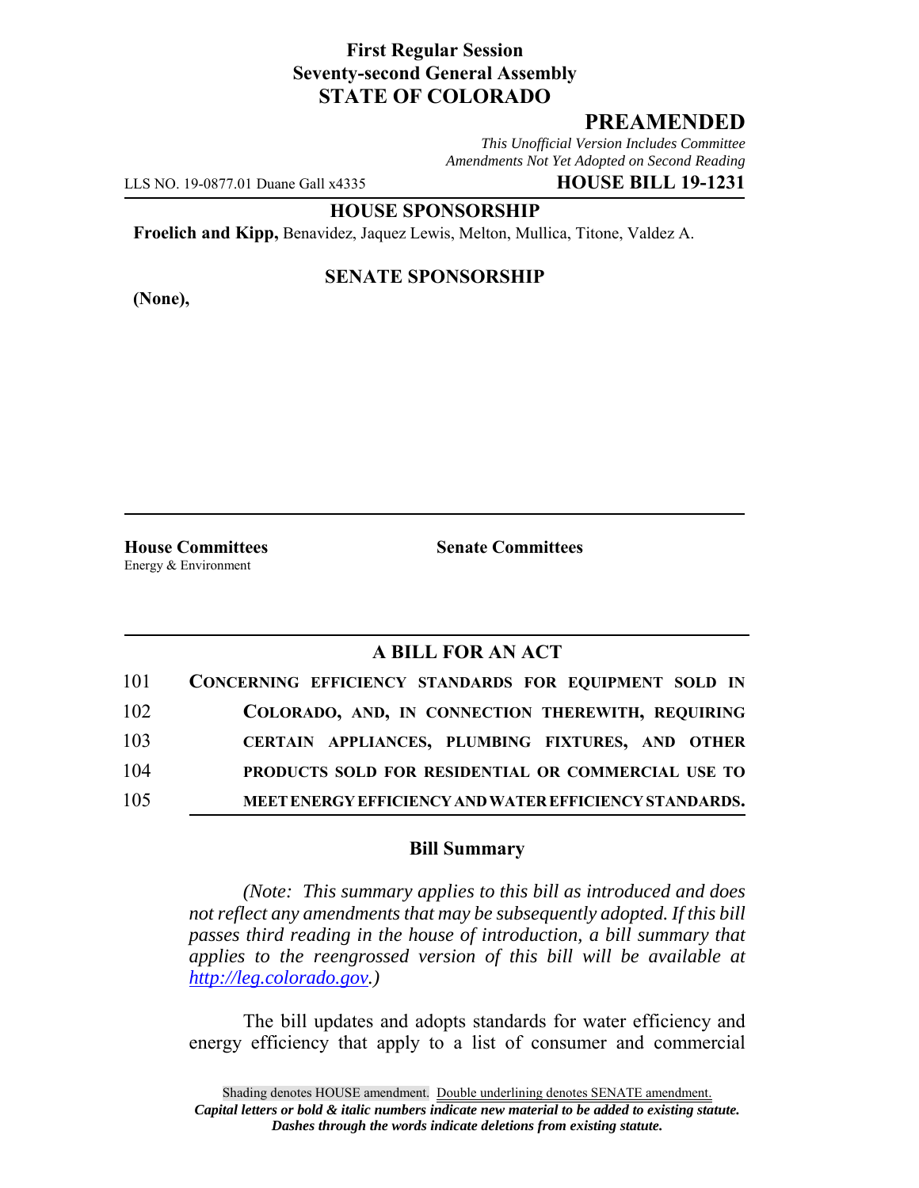**First Regular Session**
**Seventy-second General Assembly**
**STATE OF COLORADO**

# PREAMENDED

*This Unofficial Version Includes Committee Amendments Not Yet Adopted on Second Reading*

LLS NO. 19-0877.01 Duane Gall x4335 **HOUSE BILL 19-1231**

**HOUSE SPONSORSHIP**

**Froelich and Kipp,** Benavidez, Jaquez Lewis, Melton, Mullica, Titone, Valdez A.

**SENATE SPONSORSHIP**

**(None),**

**House Committees**
Energy & Environment

**Senate Committees**

## A BILL FOR AN ACT

101 **CONCERNING EFFICIENCY STANDARDS FOR EQUIPMENT SOLD IN**
102 **COLORADO, AND, IN CONNECTION THEREWITH, REQUIRING**
103 **CERTAIN APPLIANCES, PLUMBING FIXTURES, AND OTHER**
104 **PRODUCTS SOLD FOR RESIDENTIAL OR COMMERCIAL USE TO**
105 **MEET ENERGY EFFICIENCY AND WATER EFFICIENCY STANDARDS.**

### Bill Summary

*(Note: This summary applies to this bill as introduced and does not reflect any amendments that may be subsequently adopted. If this bill passes third reading in the house of introduction, a bill summary that applies to the reengrossed version of this bill will be available at http://leg.colorado.gov.)*

The bill updates and adopts standards for water efficiency and energy efficiency that apply to a list of consumer and commercial

Shading denotes HOUSE amendment. Double underlining denotes SENATE amendment.
*Capital letters or bold & italic numbers indicate new material to be added to existing statute.*
*Dashes through the words indicate deletions from existing statute.*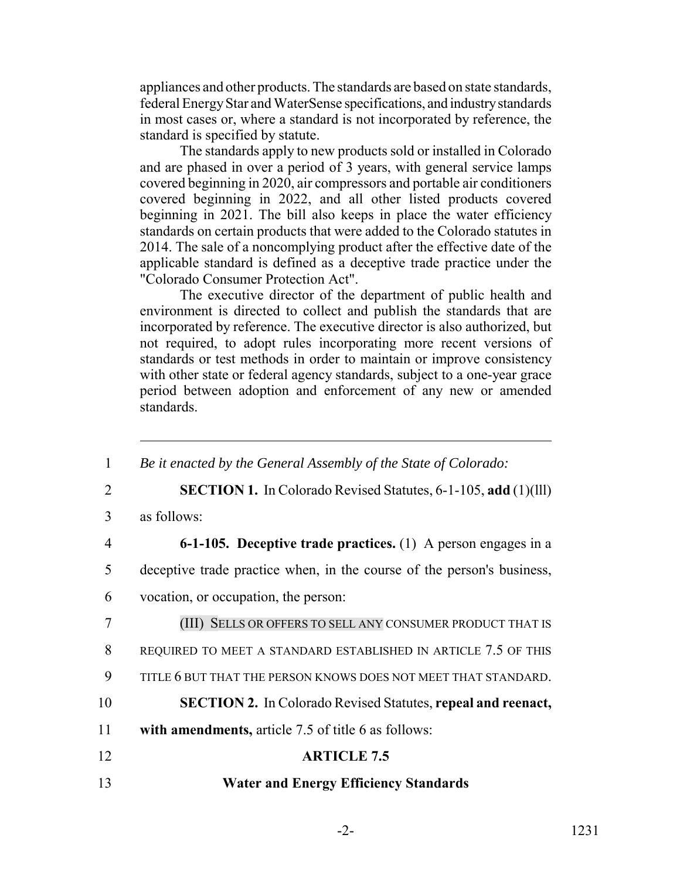appliances and other products. The standards are based on state standards, federal Energy Star and WaterSense specifications, and industry standards in most cases or, where a standard is not incorporated by reference, the standard is specified by statute.

The standards apply to new products sold or installed in Colorado and are phased in over a period of 3 years, with general service lamps covered beginning in 2020, air compressors and portable air conditioners covered beginning in 2022, and all other listed products covered beginning in 2021. The bill also keeps in place the water efficiency standards on certain products that were added to the Colorado statutes in 2014. The sale of a noncomplying product after the effective date of the applicable standard is defined as a deceptive trade practice under the "Colorado Consumer Protection Act".

The executive director of the department of public health and environment is directed to collect and publish the standards that are incorporated by reference. The executive director is also authorized, but not required, to adopt rules incorporating more recent versions of standards or test methods in order to maintain or improve consistency with other state or federal agency standards, subject to a one-year grace period between adoption and enforcement of any new or amended standards.

---

1 *Be it enacted by the General Assembly of the State of Colorado:*

2 **SECTION 1.** In Colorado Revised Statutes, 6-1-105, **add** (1)(lll)
3 as follows:

4 **6-1-105. Deceptive trade practices.** (1) A person engages in a
5 deceptive trade practice when, in the course of the person's business,
6 vocation, or occupation, the person:

7 (lll) SELLS OR OFFERS TO SELL ANY CONSUMER PRODUCT THAT IS
8 REQUIRED TO MEET A STANDARD ESTABLISHED IN ARTICLE 7.5 OF THIS
9 TITLE 6 BUT THAT THE PERSON KNOWS DOES NOT MEET THAT STANDARD.

10 **SECTION 2.** In Colorado Revised Statutes, **repeal and reenact,**
11 **with amendments,** article 7.5 of title 6 as follows:

12 **ARTICLE 7.5**

13 **Water and Energy Efficiency Standards**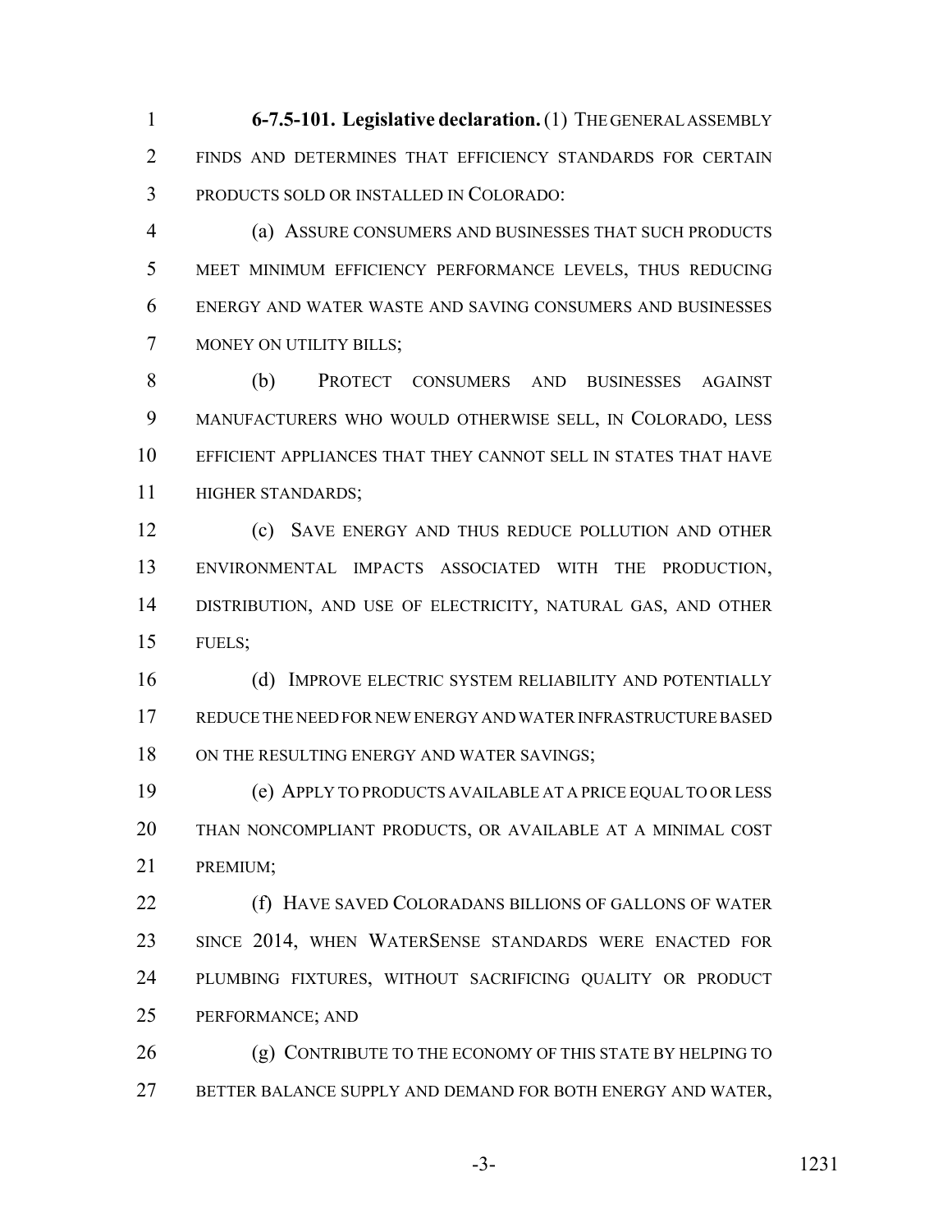**6-7.5-101. Legislative declaration.** (1) THE GENERAL ASSEMBLY FINDS AND DETERMINES THAT EFFICIENCY STANDARDS FOR CERTAIN PRODUCTS SOLD OR INSTALLED IN COLORADO:

(a) ASSURE CONSUMERS AND BUSINESSES THAT SUCH PRODUCTS MEET MINIMUM EFFICIENCY PERFORMANCE LEVELS, THUS REDUCING ENERGY AND WATER WASTE AND SAVING CONSUMERS AND BUSINESSES MONEY ON UTILITY BILLS;

(b) PROTECT CONSUMERS AND BUSINESSES AGAINST MANUFACTURERS WHO WOULD OTHERWISE SELL, IN COLORADO, LESS EFFICIENT APPLIANCES THAT THEY CANNOT SELL IN STATES THAT HAVE HIGHER STANDARDS;

(c) SAVE ENERGY AND THUS REDUCE POLLUTION AND OTHER ENVIRONMENTAL IMPACTS ASSOCIATED WITH THE PRODUCTION, DISTRIBUTION, AND USE OF ELECTRICITY, NATURAL GAS, AND OTHER FUELS;

(d) IMPROVE ELECTRIC SYSTEM RELIABILITY AND POTENTIALLY REDUCE THE NEED FOR NEW ENERGY AND WATER INFRASTRUCTURE BASED ON THE RESULTING ENERGY AND WATER SAVINGS;

(e) APPLY TO PRODUCTS AVAILABLE AT A PRICE EQUAL TO OR LESS THAN NONCOMPLIANT PRODUCTS, OR AVAILABLE AT A MINIMAL COST PREMIUM;

(f) HAVE SAVED COLORADANS BILLIONS OF GALLONS OF WATER SINCE 2014, WHEN WATERSENSE STANDARDS WERE ENACTED FOR PLUMBING FIXTURES, WITHOUT SACRIFICING QUALITY OR PRODUCT PERFORMANCE; AND

(g) CONTRIBUTE TO THE ECONOMY OF THIS STATE BY HELPING TO BETTER BALANCE SUPPLY AND DEMAND FOR BOTH ENERGY AND WATER,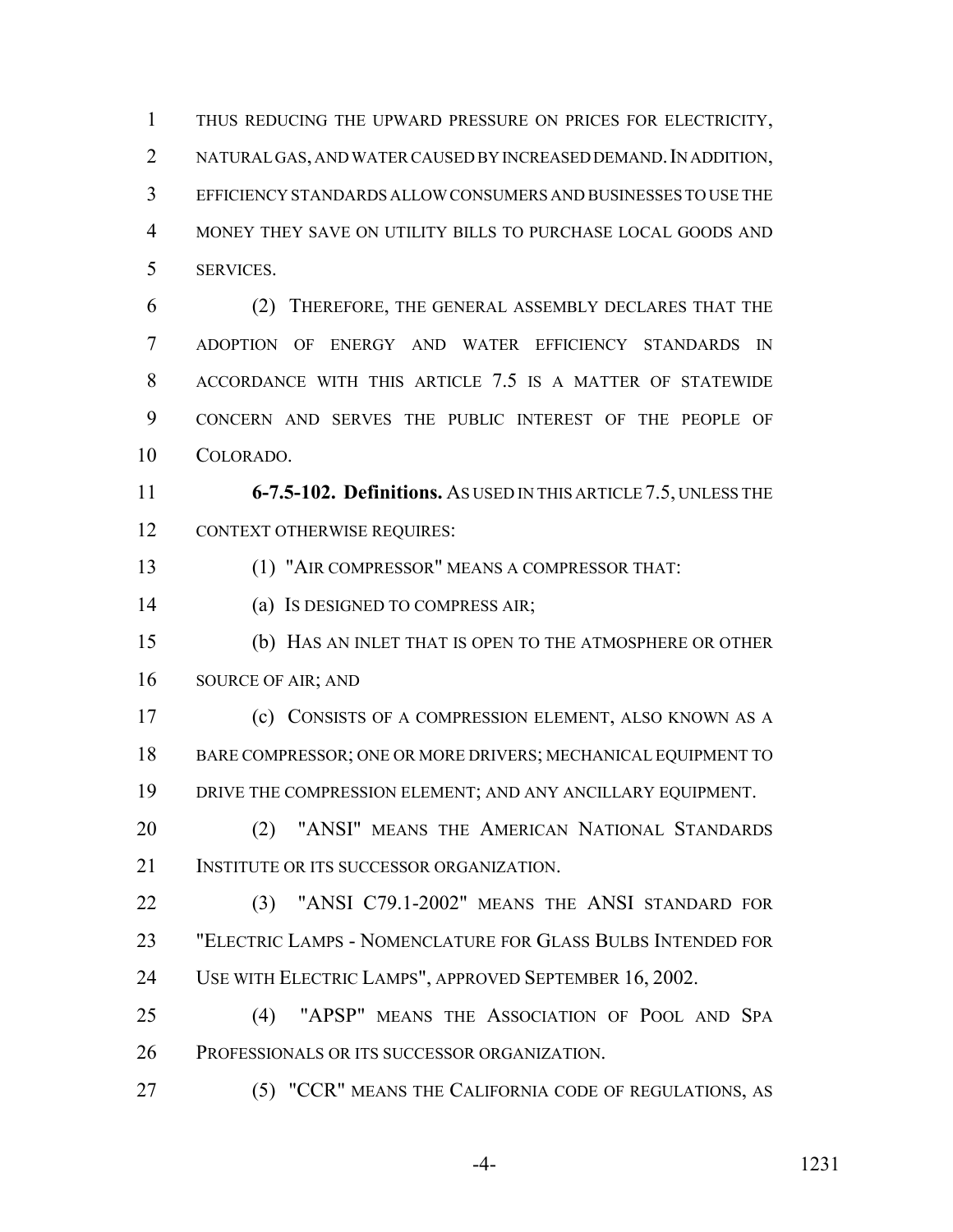THUS REDUCING THE UPWARD PRESSURE ON PRICES FOR ELECTRICITY, NATURAL GAS, AND WATER CAUSED BY INCREASED DEMAND. IN ADDITION, EFFICIENCY STANDARDS ALLOW CONSUMERS AND BUSINESSES TO USE THE MONEY THEY SAVE ON UTILITY BILLS TO PURCHASE LOCAL GOODS AND SERVICES.

(2) THEREFORE, THE GENERAL ASSEMBLY DECLARES THAT THE ADOPTION OF ENERGY AND WATER EFFICIENCY STANDARDS IN ACCORDANCE WITH THIS ARTICLE 7.5 IS A MATTER OF STATEWIDE CONCERN AND SERVES THE PUBLIC INTEREST OF THE PEOPLE OF COLORADO.

**6-7.5-102. Definitions.** AS USED IN THIS ARTICLE 7.5, UNLESS THE CONTEXT OTHERWISE REQUIRES:

(1) "AIR COMPRESSOR" MEANS A COMPRESSOR THAT:

(a) IS DESIGNED TO COMPRESS AIR;

(b) HAS AN INLET THAT IS OPEN TO THE ATMOSPHERE OR OTHER SOURCE OF AIR; AND

(c) CONSISTS OF A COMPRESSION ELEMENT, ALSO KNOWN AS A BARE COMPRESSOR; ONE OR MORE DRIVERS; MECHANICAL EQUIPMENT TO DRIVE THE COMPRESSION ELEMENT; AND ANY ANCILLARY EQUIPMENT.

(2) "ANSI" MEANS THE AMERICAN NATIONAL STANDARDS INSTITUTE OR ITS SUCCESSOR ORGANIZATION.

(3) "ANSI C79.1-2002" MEANS THE ANSI STANDARD FOR "ELECTRIC LAMPS - NOMENCLATURE FOR GLASS BULBS INTENDED FOR USE WITH ELECTRIC LAMPS", APPROVED SEPTEMBER 16, 2002.

(4) "APSP" MEANS THE ASSOCIATION OF POOL AND SPA PROFESSIONALS OR ITS SUCCESSOR ORGANIZATION.

(5) "CCR" MEANS THE CALIFORNIA CODE OF REGULATIONS, AS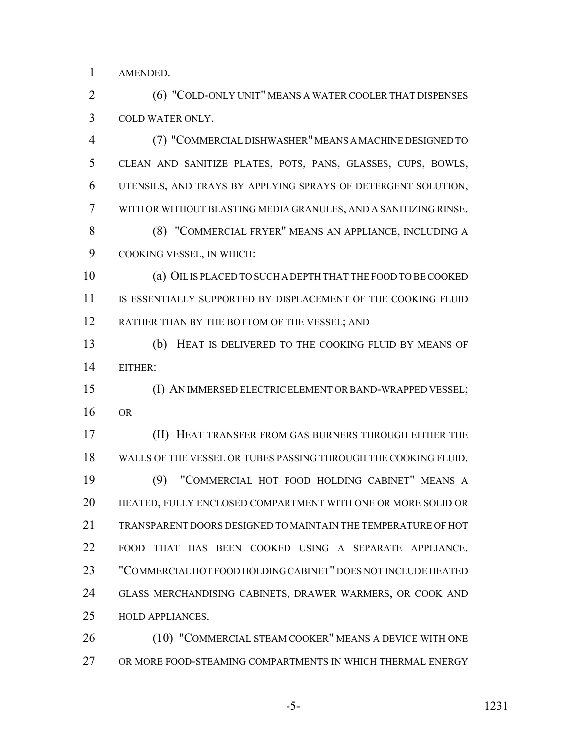AMENDED.

(6) "COLD-ONLY UNIT" MEANS A WATER COOLER THAT DISPENSES COLD WATER ONLY.

(7) "COMMERCIAL DISHWASHER" MEANS A MACHINE DESIGNED TO CLEAN AND SANITIZE PLATES, POTS, PANS, GLASSES, CUPS, BOWLS, UTENSILS, AND TRAYS BY APPLYING SPRAYS OF DETERGENT SOLUTION, WITH OR WITHOUT BLASTING MEDIA GRANULES, AND A SANITIZING RINSE.

(8) "COMMERCIAL FRYER" MEANS AN APPLIANCE, INCLUDING A COOKING VESSEL, IN WHICH:

(a) OIL IS PLACED TO SUCH A DEPTH THAT THE FOOD TO BE COOKED IS ESSENTIALLY SUPPORTED BY DISPLACEMENT OF THE COOKING FLUID RATHER THAN BY THE BOTTOM OF THE VESSEL; AND

(b) HEAT IS DELIVERED TO THE COOKING FLUID BY MEANS OF EITHER:

(I) AN IMMERSED ELECTRIC ELEMENT OR BAND-WRAPPED VESSEL; OR

(II) HEAT TRANSFER FROM GAS BURNERS THROUGH EITHER THE WALLS OF THE VESSEL OR TUBES PASSING THROUGH THE COOKING FLUID.

(9) "COMMERCIAL HOT FOOD HOLDING CABINET" MEANS A HEATED, FULLY ENCLOSED COMPARTMENT WITH ONE OR MORE SOLID OR TRANSPARENT DOORS DESIGNED TO MAINTAIN THE TEMPERATURE OF HOT FOOD THAT HAS BEEN COOKED USING A SEPARATE APPLIANCE. "COMMERCIAL HOT FOOD HOLDING CABINET" DOES NOT INCLUDE HEATED GLASS MERCHANDISING CABINETS, DRAWER WARMERS, OR COOK AND HOLD APPLIANCES.

(10) "COMMERCIAL STEAM COOKER" MEANS A DEVICE WITH ONE OR MORE FOOD-STEAMING COMPARTMENTS IN WHICH THERMAL ENERGY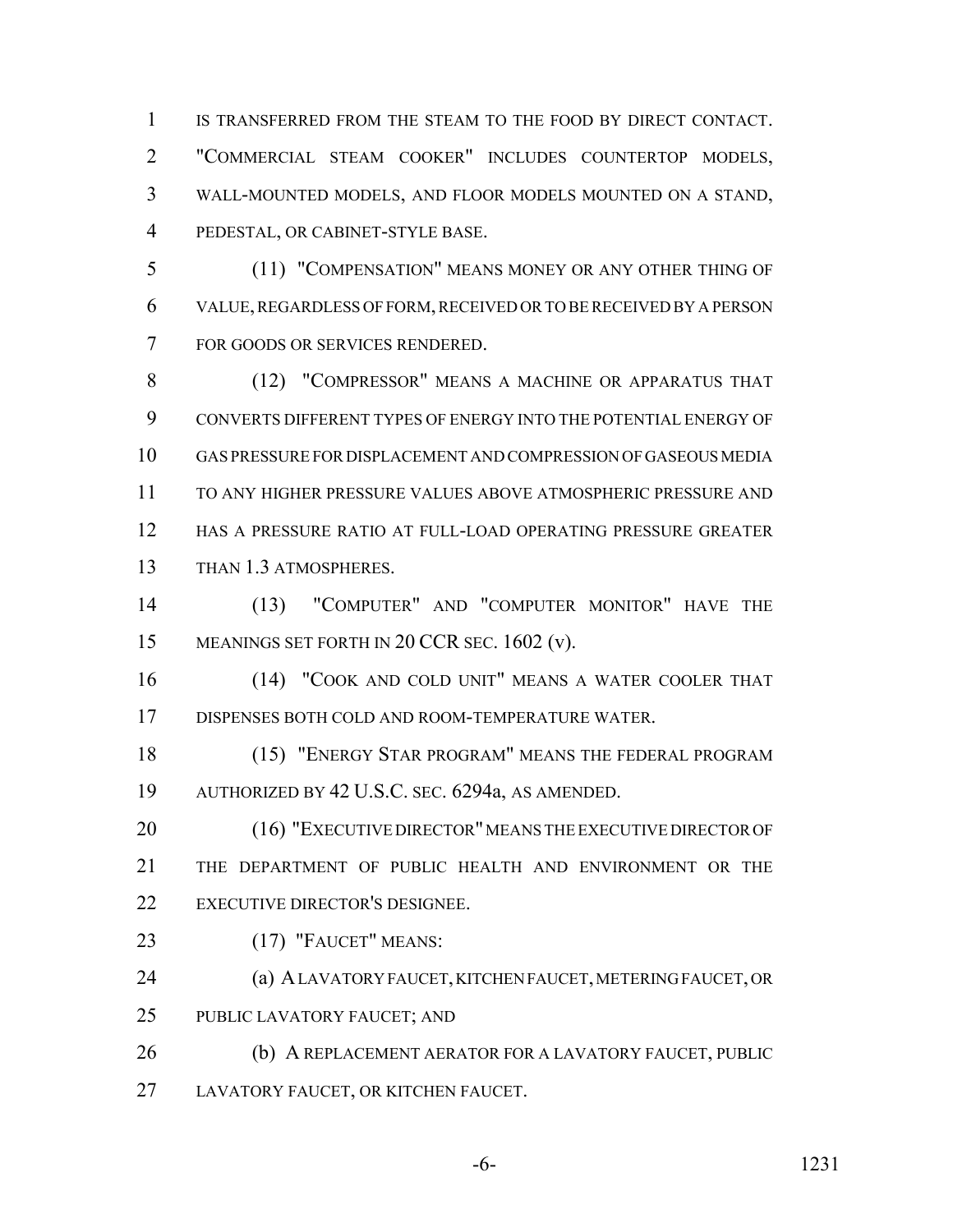IS TRANSFERRED FROM THE STEAM TO THE FOOD BY DIRECT CONTACT. "COMMERCIAL STEAM COOKER" INCLUDES COUNTERTOP MODELS, WALL-MOUNTED MODELS, AND FLOOR MODELS MOUNTED ON A STAND, PEDESTAL, OR CABINET-STYLE BASE.

(11) "COMPENSATION" MEANS MONEY OR ANY OTHER THING OF VALUE, REGARDLESS OF FORM, RECEIVED OR TO BE RECEIVED BY A PERSON FOR GOODS OR SERVICES RENDERED.

(12) "COMPRESSOR" MEANS A MACHINE OR APPARATUS THAT CONVERTS DIFFERENT TYPES OF ENERGY INTO THE POTENTIAL ENERGY OF GAS PRESSURE FOR DISPLACEMENT AND COMPRESSION OF GASEOUS MEDIA TO ANY HIGHER PRESSURE VALUES ABOVE ATMOSPHERIC PRESSURE AND HAS A PRESSURE RATIO AT FULL-LOAD OPERATING PRESSURE GREATER THAN 1.3 ATMOSPHERES.

(13) "COMPUTER" AND "COMPUTER MONITOR" HAVE THE MEANINGS SET FORTH IN 20 CCR SEC. 1602 (v).

(14) "COOK AND COLD UNIT" MEANS A WATER COOLER THAT DISPENSES BOTH COLD AND ROOM-TEMPERATURE WATER.

(15) "ENERGY STAR PROGRAM" MEANS THE FEDERAL PROGRAM AUTHORIZED BY 42 U.S.C. SEC. 6294a, AS AMENDED.

(16) "EXECUTIVE DIRECTOR" MEANS THE EXECUTIVE DIRECTOR OF THE DEPARTMENT OF PUBLIC HEALTH AND ENVIRONMENT OR THE EXECUTIVE DIRECTOR'S DESIGNEE.

(17) "FAUCET" MEANS:

(a) A LAVATORY FAUCET, KITCHEN FAUCET, METERING FAUCET, OR PUBLIC LAVATORY FAUCET; AND

(b) A REPLACEMENT AERATOR FOR A LAVATORY FAUCET, PUBLIC LAVATORY FAUCET, OR KITCHEN FAUCET.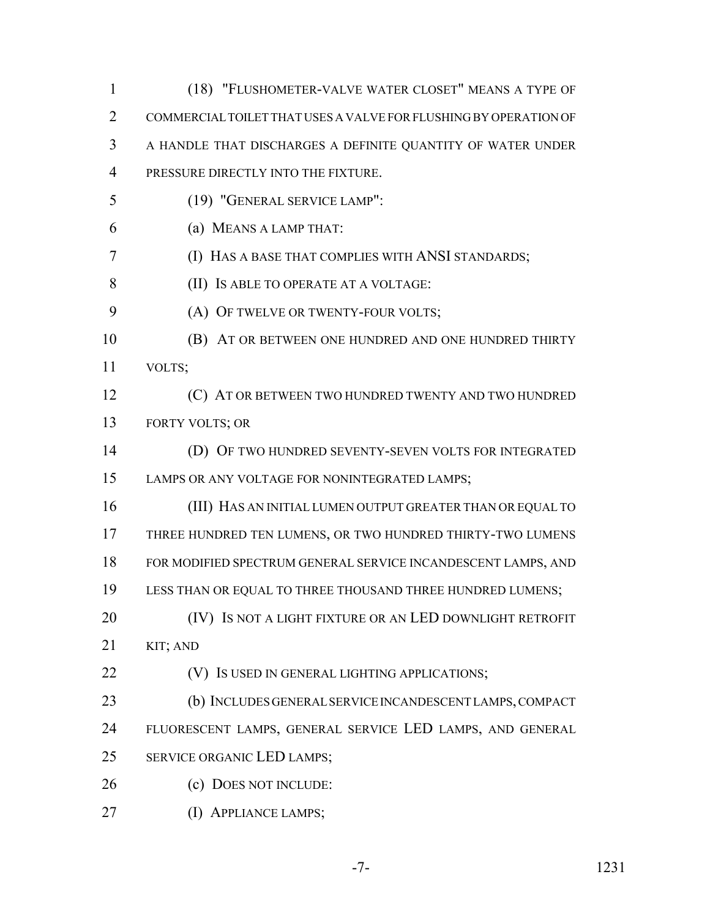(18) "FLUSHOMETER-VALVE WATER CLOSET" MEANS A TYPE OF COMMERCIAL TOILET THAT USES A VALVE FOR FLUSHING BY OPERATION OF A HANDLE THAT DISCHARGES A DEFINITE QUANTITY OF WATER UNDER PRESSURE DIRECTLY INTO THE FIXTURE.

(19) "GENERAL SERVICE LAMP":

(a) MEANS A LAMP THAT:

(I) HAS A BASE THAT COMPLIES WITH ANSI STANDARDS;

(II) IS ABLE TO OPERATE AT A VOLTAGE:

(A) OF TWELVE OR TWENTY-FOUR VOLTS;

(B) AT OR BETWEEN ONE HUNDRED AND ONE HUNDRED THIRTY VOLTS;

(C) AT OR BETWEEN TWO HUNDRED TWENTY AND TWO HUNDRED FORTY VOLTS; OR

(D) OF TWO HUNDRED SEVENTY-SEVEN VOLTS FOR INTEGRATED LAMPS OR ANY VOLTAGE FOR NONINTEGRATED LAMPS;

(III) HAS AN INITIAL LUMEN OUTPUT GREATER THAN OR EQUAL TO THREE HUNDRED TEN LUMENS, OR TWO HUNDRED THIRTY-TWO LUMENS FOR MODIFIED SPECTRUM GENERAL SERVICE INCANDESCENT LAMPS, AND LESS THAN OR EQUAL TO THREE THOUSAND THREE HUNDRED LUMENS;

(IV) IS NOT A LIGHT FIXTURE OR AN LED DOWNLIGHT RETROFIT KIT; AND

(V) IS USED IN GENERAL LIGHTING APPLICATIONS;

(b) INCLUDES GENERAL SERVICE INCANDESCENT LAMPS, COMPACT FLUORESCENT LAMPS, GENERAL SERVICE LED LAMPS, AND GENERAL SERVICE ORGANIC LED LAMPS;

(c) DOES NOT INCLUDE:

(I) APPLIANCE LAMPS;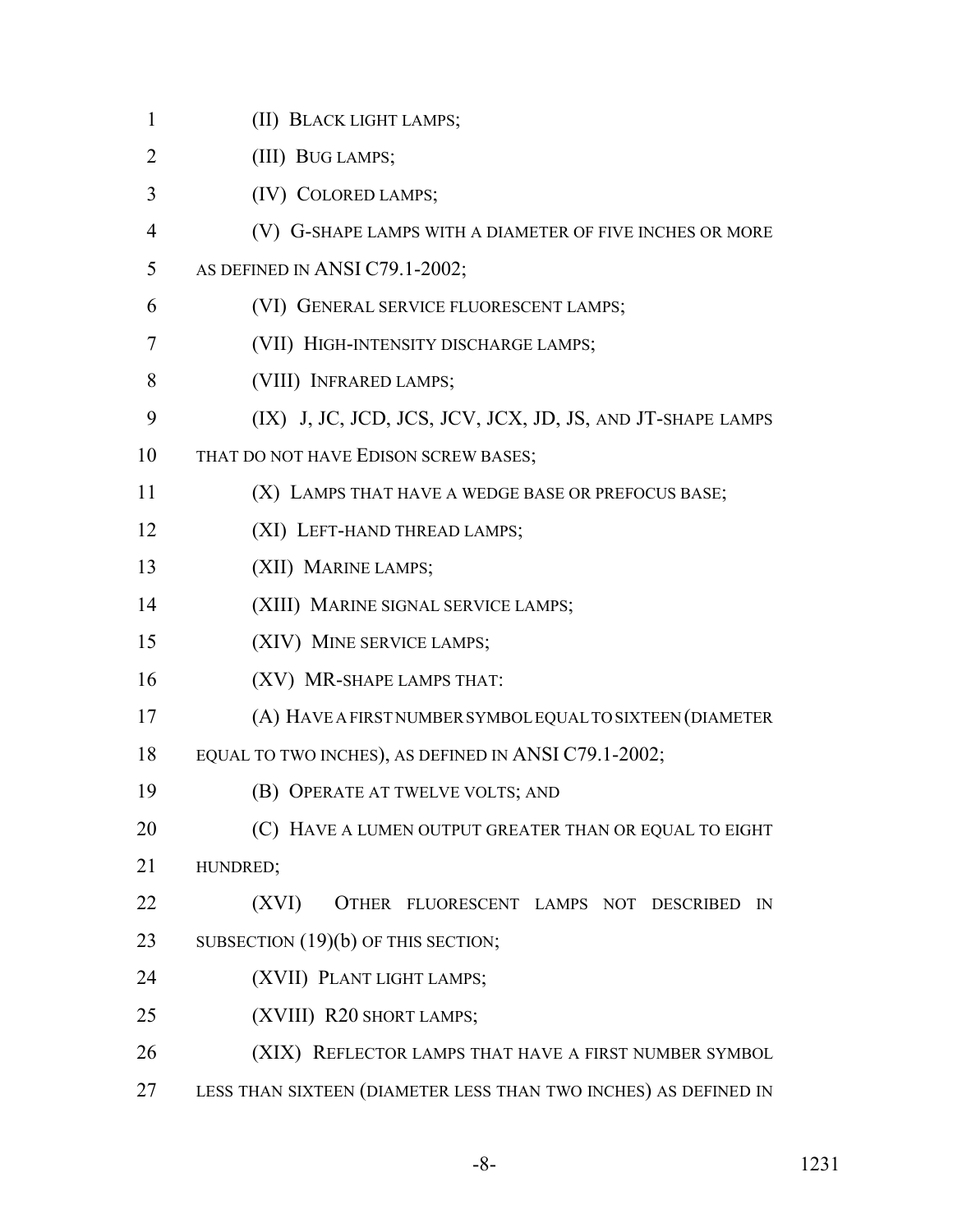(II) BLACK LIGHT LAMPS;

(III) BUG LAMPS;

(IV) COLORED LAMPS;

(V) G-SHAPE LAMPS WITH A DIAMETER OF FIVE INCHES OR MORE AS DEFINED IN ANSI C79.1-2002;

(VI) GENERAL SERVICE FLUORESCENT LAMPS;

(VII) HIGH-INTENSITY DISCHARGE LAMPS;

(VIII) INFRARED LAMPS;

(IX) J, JC, JCD, JCS, JCV, JCX, JD, JS, AND JT-SHAPE LAMPS THAT DO NOT HAVE EDISON SCREW BASES;

(X) LAMPS THAT HAVE A WEDGE BASE OR PREFOCUS BASE;

(XI) LEFT-HAND THREAD LAMPS;

(XII) MARINE LAMPS;

(XIII) MARINE SIGNAL SERVICE LAMPS;

(XIV) MINE SERVICE LAMPS;

(XV) MR-SHAPE LAMPS THAT:

(A) HAVE A FIRST NUMBER SYMBOL EQUAL TO SIXTEEN (DIAMETER EQUAL TO TWO INCHES), AS DEFINED IN ANSI C79.1-2002;

(B) OPERATE AT TWELVE VOLTS; AND

(C) HAVE A LUMEN OUTPUT GREATER THAN OR EQUAL TO EIGHT HUNDRED;

(XVI) OTHER FLUORESCENT LAMPS NOT DESCRIBED IN SUBSECTION (19)(b) OF THIS SECTION;

(XVII) PLANT LIGHT LAMPS;

(XVIII) R20 SHORT LAMPS;

(XIX) REFLECTOR LAMPS THAT HAVE A FIRST NUMBER SYMBOL LESS THAN SIXTEEN (DIAMETER LESS THAN TWO INCHES) AS DEFINED IN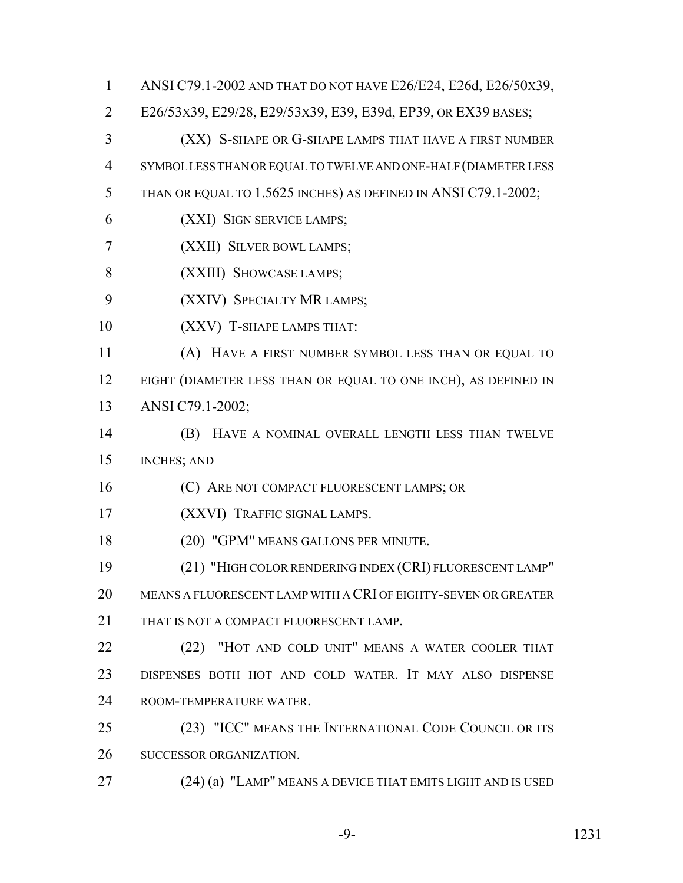ANSI C79.1-2002 AND THAT DO NOT HAVE E26/E24, E26d, E26/50X39, E26/53X39, E29/28, E29/53X39, E39, E39d, EP39, OR EX39 BASES;

(XX) S-SHAPE OR G-SHAPE LAMPS THAT HAVE A FIRST NUMBER SYMBOL LESS THAN OR EQUAL TO TWELVE AND ONE-HALF (DIAMETER LESS THAN OR EQUAL TO 1.5625 INCHES) AS DEFINED IN ANSI C79.1-2002;

(XXI) SIGN SERVICE LAMPS;

(XXII) SILVER BOWL LAMPS;

(XXIII) SHOWCASE LAMPS;

(XXIV) SPECIALTY MR LAMPS;

(XXV) T-SHAPE LAMPS THAT:

(A) HAVE A FIRST NUMBER SYMBOL LESS THAN OR EQUAL TO EIGHT (DIAMETER LESS THAN OR EQUAL TO ONE INCH), AS DEFINED IN ANSI C79.1-2002;

(B) HAVE A NOMINAL OVERALL LENGTH LESS THAN TWELVE INCHES; AND

(C) ARE NOT COMPACT FLUORESCENT LAMPS; OR

(XXVI) TRAFFIC SIGNAL LAMPS.

(20) "GPM" MEANS GALLONS PER MINUTE.

(21) "HIGH COLOR RENDERING INDEX (CRI) FLUORESCENT LAMP" MEANS A FLUORESCENT LAMP WITH A CRI OF EIGHTY-SEVEN OR GREATER THAT IS NOT A COMPACT FLUORESCENT LAMP.

(22) "HOT AND COLD UNIT" MEANS A WATER COOLER THAT DISPENSES BOTH HOT AND COLD WATER. IT MAY ALSO DISPENSE ROOM-TEMPERATURE WATER.

(23) "ICC" MEANS THE INTERNATIONAL CODE COUNCIL OR ITS SUCCESSOR ORGANIZATION.

(24) (a) "LAMP" MEANS A DEVICE THAT EMITS LIGHT AND IS USED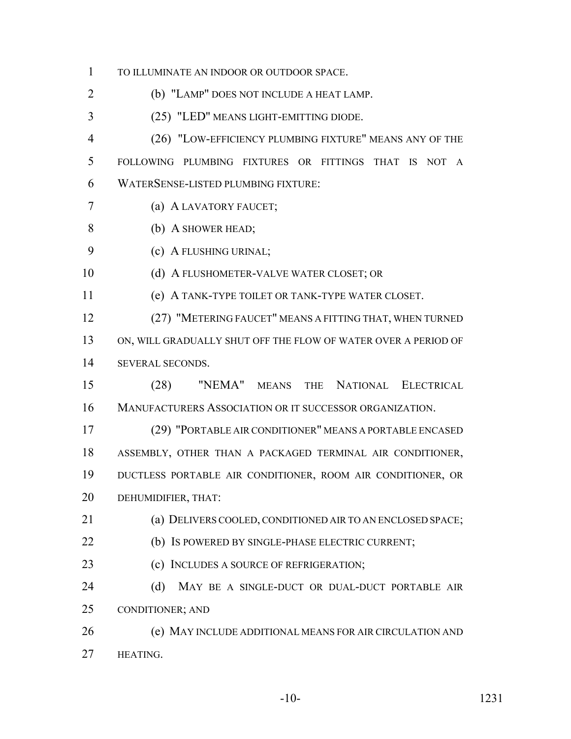TO ILLUMINATE AN INDOOR OR OUTDOOR SPACE.

(b) "LAMP" DOES NOT INCLUDE A HEAT LAMP.

(25) "LED" MEANS LIGHT-EMITTING DIODE.

(26) "LOW-EFFICIENCY PLUMBING FIXTURE" MEANS ANY OF THE FOLLOWING PLUMBING FIXTURES OR FITTINGS THAT IS NOT A WATERSENSE-LISTED PLUMBING FIXTURE:

(a) A LAVATORY FAUCET;

(b) A SHOWER HEAD;

(c) A FLUSHING URINAL;

(d) A FLUSHOMETER-VALVE WATER CLOSET; OR

(e) A TANK-TYPE TOILET OR TANK-TYPE WATER CLOSET.

(27) "METERING FAUCET" MEANS A FITTING THAT, WHEN TURNED ON, WILL GRADUALLY SHUT OFF THE FLOW OF WATER OVER A PERIOD OF SEVERAL SECONDS.

(28) "NEMA" MEANS THE NATIONAL ELECTRICAL MANUFACTURERS ASSOCIATION OR IT SUCCESSOR ORGANIZATION.

(29) "PORTABLE AIR CONDITIONER" MEANS A PORTABLE ENCASED ASSEMBLY, OTHER THAN A PACKAGED TERMINAL AIR CONDITIONER, DUCTLESS PORTABLE AIR CONDITIONER, ROOM AIR CONDITIONER, OR DEHUMIDIFIER, THAT:

(a) DELIVERS COOLED, CONDITIONED AIR TO AN ENCLOSED SPACE;

(b) IS POWERED BY SINGLE-PHASE ELECTRIC CURRENT;

(c) INCLUDES A SOURCE OF REFRIGERATION;

(d) MAY BE A SINGLE-DUCT OR DUAL-DUCT PORTABLE AIR CONDITIONER; AND

(e) MAY INCLUDE ADDITIONAL MEANS FOR AIR CIRCULATION AND HEATING.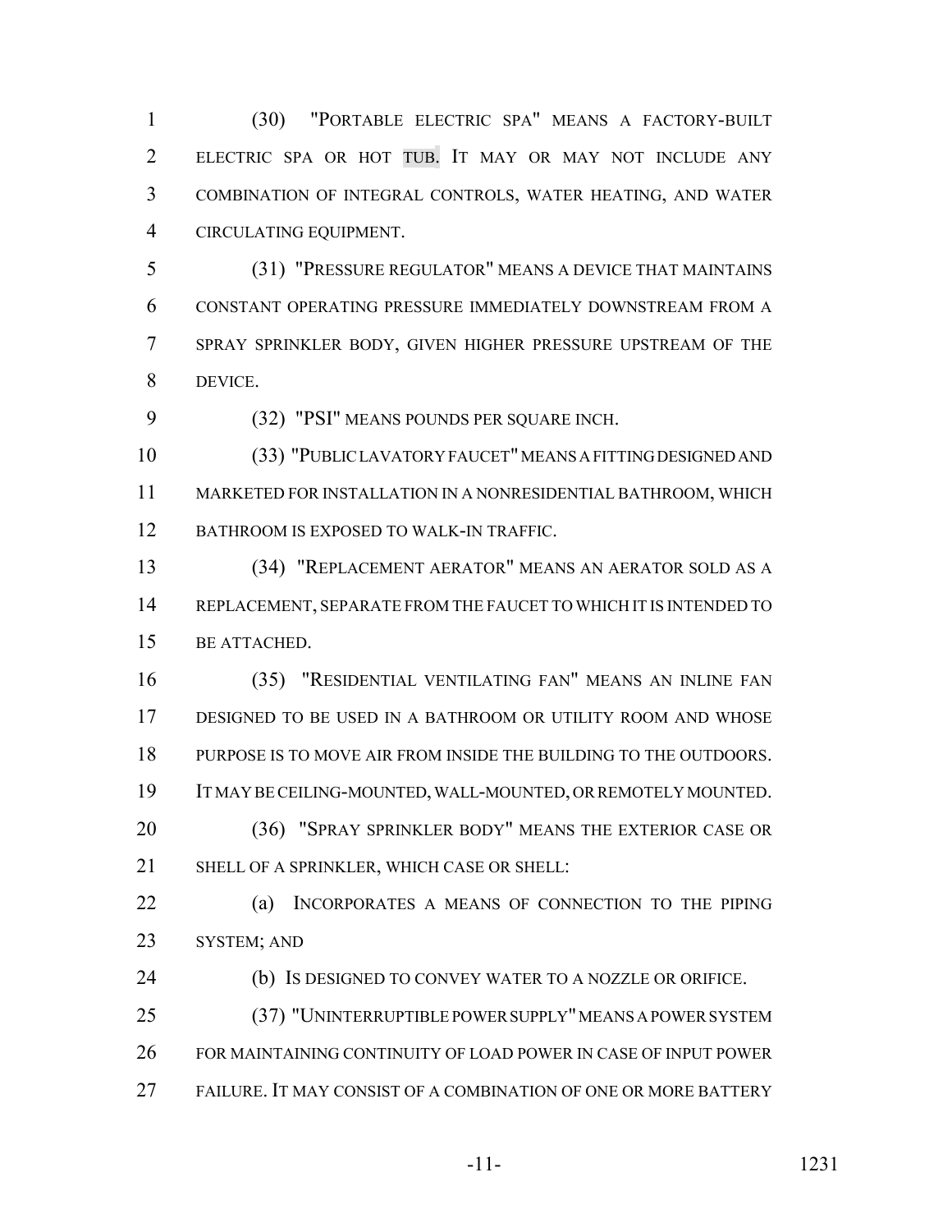(30) "PORTABLE ELECTRIC SPA" MEANS A FACTORY-BUILT ELECTRIC SPA OR HOT TUB. IT MAY OR MAY NOT INCLUDE ANY COMBINATION OF INTEGRAL CONTROLS, WATER HEATING, AND WATER CIRCULATING EQUIPMENT.

(31) "PRESSURE REGULATOR" MEANS A DEVICE THAT MAINTAINS CONSTANT OPERATING PRESSURE IMMEDIATELY DOWNSTREAM FROM A SPRAY SPRINKLER BODY, GIVEN HIGHER PRESSURE UPSTREAM OF THE DEVICE.

(32) "PSI" MEANS POUNDS PER SQUARE INCH.

(33) "PUBLIC LAVATORY FAUCET" MEANS A FITTING DESIGNED AND MARKETED FOR INSTALLATION IN A NONRESIDENTIAL BATHROOM, WHICH BATHROOM IS EXPOSED TO WALK-IN TRAFFIC.

(34) "REPLACEMENT AERATOR" MEANS AN AERATOR SOLD AS A REPLACEMENT, SEPARATE FROM THE FAUCET TO WHICH IT IS INTENDED TO BE ATTACHED.

(35) "RESIDENTIAL VENTILATING FAN" MEANS AN INLINE FAN DESIGNED TO BE USED IN A BATHROOM OR UTILITY ROOM AND WHOSE PURPOSE IS TO MOVE AIR FROM INSIDE THE BUILDING TO THE OUTDOORS. IT MAY BE CEILING-MOUNTED, WALL-MOUNTED, OR REMOTELY MOUNTED.

(36) "SPRAY SPRINKLER BODY" MEANS THE EXTERIOR CASE OR SHELL OF A SPRINKLER, WHICH CASE OR SHELL:

(a) INCORPORATES A MEANS OF CONNECTION TO THE PIPING SYSTEM; AND

(b) IS DESIGNED TO CONVEY WATER TO A NOZZLE OR ORIFICE.

(37) "UNINTERRUPTIBLE POWER SUPPLY" MEANS A POWER SYSTEM FOR MAINTAINING CONTINUITY OF LOAD POWER IN CASE OF INPUT POWER FAILURE. IT MAY CONSIST OF A COMBINATION OF ONE OR MORE BATTERY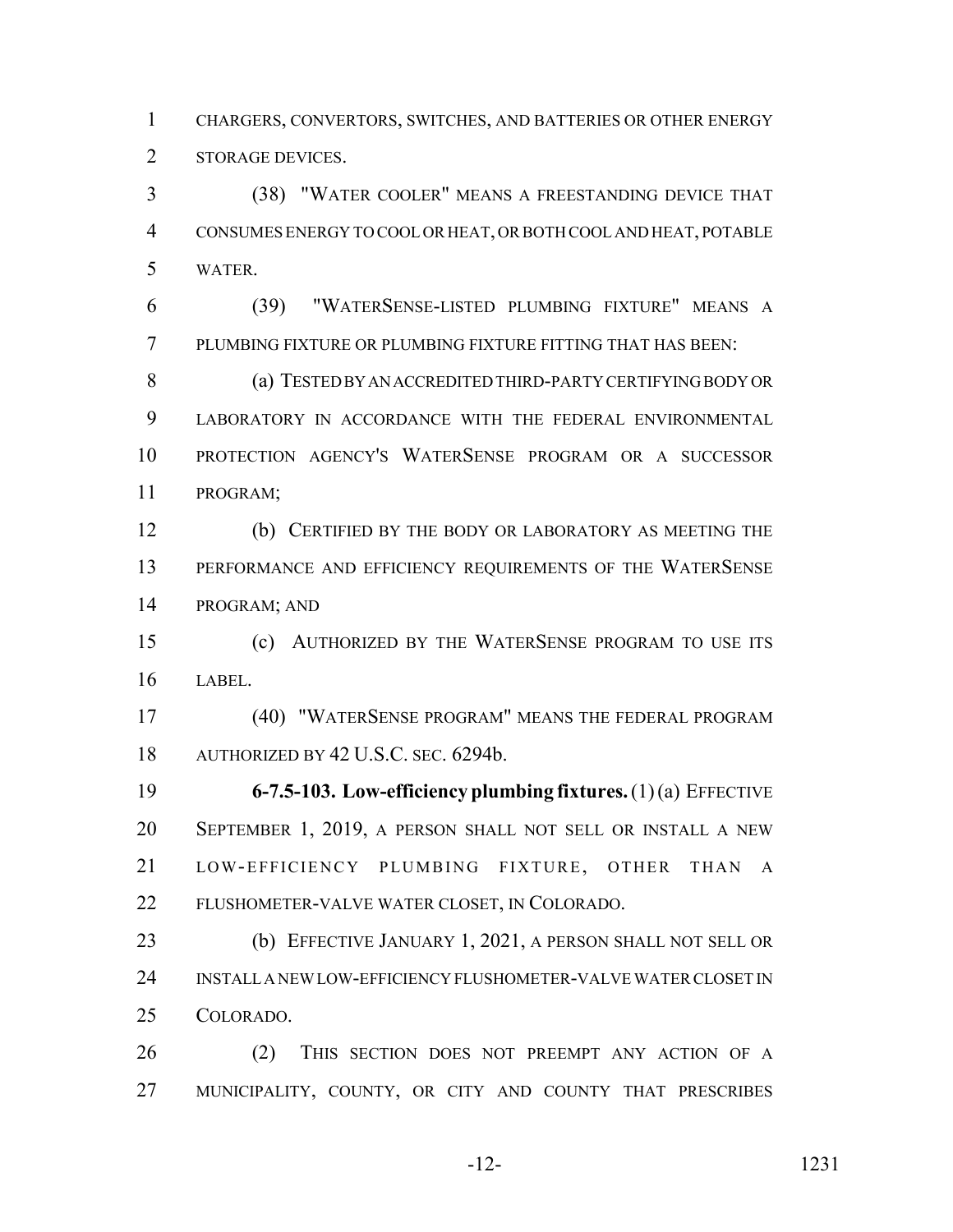CHARGERS, CONVERTORS, SWITCHES, AND BATTERIES OR OTHER ENERGY STORAGE DEVICES.

(38) "WATER COOLER" MEANS A FREESTANDING DEVICE THAT CONSUMES ENERGY TO COOL OR HEAT, OR BOTH COOL AND HEAT, POTABLE WATER.

(39) "WATERSENSE-LISTED PLUMBING FIXTURE" MEANS A PLUMBING FIXTURE OR PLUMBING FIXTURE FITTING THAT HAS BEEN:

(a) TESTED BY AN ACCREDITED THIRD-PARTY CERTIFYING BODY OR LABORATORY IN ACCORDANCE WITH THE FEDERAL ENVIRONMENTAL PROTECTION AGENCY'S WATERSENSE PROGRAM OR A SUCCESSOR PROGRAM;

(b) CERTIFIED BY THE BODY OR LABORATORY AS MEETING THE PERFORMANCE AND EFFICIENCY REQUIREMENTS OF THE WATERSENSE PROGRAM; AND

(c) AUTHORIZED BY THE WATERSENSE PROGRAM TO USE ITS LABEL.

(40) "WATERSENSE PROGRAM" MEANS THE FEDERAL PROGRAM AUTHORIZED BY 42 U.S.C. SEC. 6294b.

**6-7.5-103. Low-efficiency plumbing fixtures.** (1) (a) EFFECTIVE SEPTEMBER 1, 2019, A PERSON SHALL NOT SELL OR INSTALL A NEW LOW-EFFICIENCY PLUMBING FIXTURE, OTHER THAN A FLUSHOMETER-VALVE WATER CLOSET, IN COLORADO.

(b) EFFECTIVE JANUARY 1, 2021, A PERSON SHALL NOT SELL OR INSTALL A NEW LOW-EFFICIENCY FLUSHOMETER-VALVE WATER CLOSET IN COLORADO.

(2) THIS SECTION DOES NOT PREEMPT ANY ACTION OF A MUNICIPALITY, COUNTY, OR CITY AND COUNTY THAT PRESCRIBES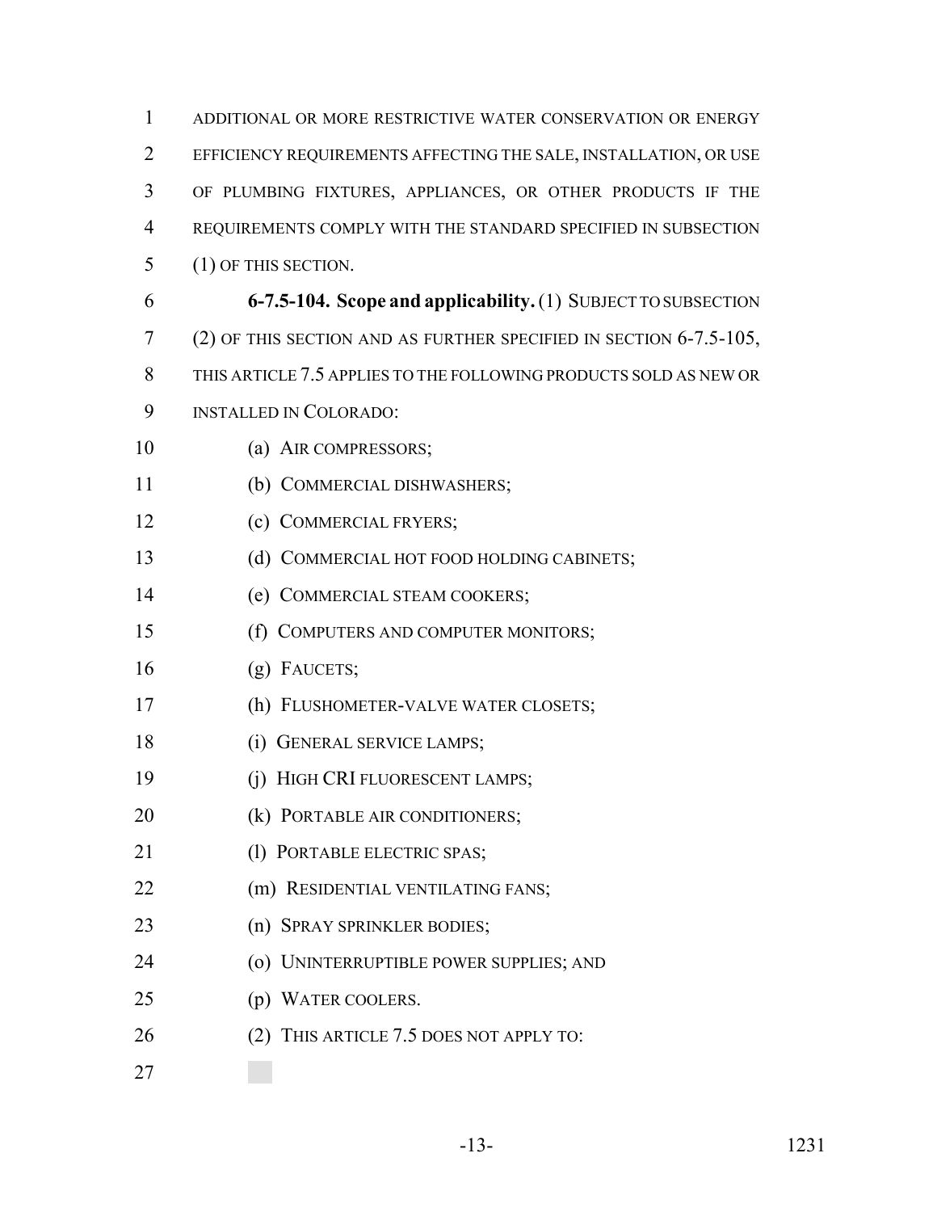ADDITIONAL OR MORE RESTRICTIVE WATER CONSERVATION OR ENERGY EFFICIENCY REQUIREMENTS AFFECTING THE SALE, INSTALLATION, OR USE OF PLUMBING FIXTURES, APPLIANCES, OR OTHER PRODUCTS IF THE REQUIREMENTS COMPLY WITH THE STANDARD SPECIFIED IN SUBSECTION (1) OF THIS SECTION.

**6-7.5-104. Scope and applicability.** (1) SUBJECT TO SUBSECTION (2) OF THIS SECTION AND AS FURTHER SPECIFIED IN SECTION 6-7.5-105, THIS ARTICLE 7.5 APPLIES TO THE FOLLOWING PRODUCTS SOLD AS NEW OR INSTALLED IN COLORADO:

(a) AIR COMPRESSORS;

(b) COMMERCIAL DISHWASHERS;

(c) COMMERCIAL FRYERS;

(d) COMMERCIAL HOT FOOD HOLDING CABINETS;

(e) COMMERCIAL STEAM COOKERS;

(f) COMPUTERS AND COMPUTER MONITORS;

(g) FAUCETS;

(h) FLUSHOMETER-VALVE WATER CLOSETS;

(i) GENERAL SERVICE LAMPS;

(j) HIGH CRI FLUORESCENT LAMPS;

(k) PORTABLE AIR CONDITIONERS;

(l) PORTABLE ELECTRIC SPAS;

(m) RESIDENTIAL VENTILATING FANS;

(n) SPRAY SPRINKLER BODIES;

(o) UNINTERRUPTIBLE POWER SUPPLIES; AND

(p) WATER COOLERS.

(2) THIS ARTICLE 7.5 DOES NOT APPLY TO: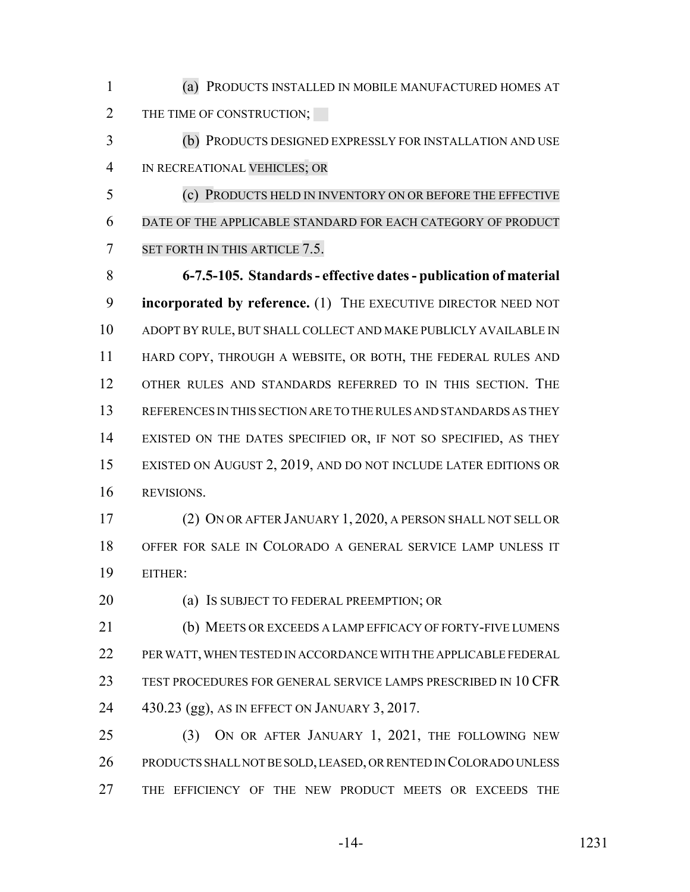(a) PRODUCTS INSTALLED IN MOBILE MANUFACTURED HOMES AT THE TIME OF CONSTRUCTION;

(b) PRODUCTS DESIGNED EXPRESSLY FOR INSTALLATION AND USE IN RECREATIONAL VEHICLES; OR

(c) PRODUCTS HELD IN INVENTORY ON OR BEFORE THE EFFECTIVE DATE OF THE APPLICABLE STANDARD FOR EACH CATEGORY OF PRODUCT SET FORTH IN THIS ARTICLE 7.5.

**6-7.5-105. Standards - effective dates - publication of material incorporated by reference.** (1) THE EXECUTIVE DIRECTOR NEED NOT ADOPT BY RULE, BUT SHALL COLLECT AND MAKE PUBLICLY AVAILABLE IN HARD COPY, THROUGH A WEBSITE, OR BOTH, THE FEDERAL RULES AND OTHER RULES AND STANDARDS REFERRED TO IN THIS SECTION. THE REFERENCES IN THIS SECTION ARE TO THE RULES AND STANDARDS AS THEY EXISTED ON THE DATES SPECIFIED OR, IF NOT SO SPECIFIED, AS THEY EXISTED ON AUGUST 2, 2019, AND DO NOT INCLUDE LATER EDITIONS OR REVISIONS.

(2) ON OR AFTER JANUARY 1, 2020, A PERSON SHALL NOT SELL OR OFFER FOR SALE IN COLORADO A GENERAL SERVICE LAMP UNLESS IT EITHER:

(a) IS SUBJECT TO FEDERAL PREEMPTION; OR

(b) MEETS OR EXCEEDS A LAMP EFFICACY OF FORTY-FIVE LUMENS PER WATT, WHEN TESTED IN ACCORDANCE WITH THE APPLICABLE FEDERAL TEST PROCEDURES FOR GENERAL SERVICE LAMPS PRESCRIBED IN 10 CFR 430.23 (gg), AS IN EFFECT ON JANUARY 3, 2017.

(3) ON OR AFTER JANUARY 1, 2021, THE FOLLOWING NEW PRODUCTS SHALL NOT BE SOLD, LEASED, OR RENTED IN COLORADO UNLESS THE EFFICIENCY OF THE NEW PRODUCT MEETS OR EXCEEDS THE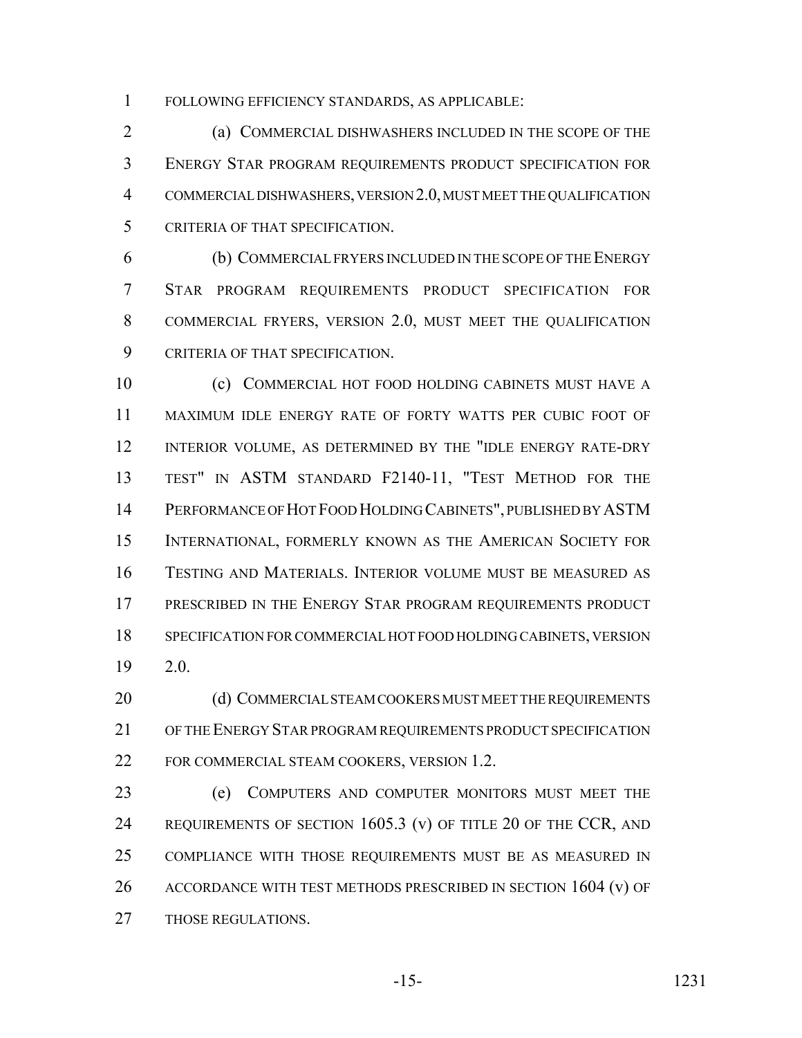FOLLOWING EFFICIENCY STANDARDS, AS APPLICABLE:

(a) COMMERCIAL DISHWASHERS INCLUDED IN THE SCOPE OF THE ENERGY STAR PROGRAM REQUIREMENTS PRODUCT SPECIFICATION FOR COMMERCIAL DISHWASHERS, VERSION 2.0, MUST MEET THE QUALIFICATION CRITERIA OF THAT SPECIFICATION.

(b) COMMERCIAL FRYERS INCLUDED IN THE SCOPE OF THE ENERGY STAR PROGRAM REQUIREMENTS PRODUCT SPECIFICATION FOR COMMERCIAL FRYERS, VERSION 2.0, MUST MEET THE QUALIFICATION CRITERIA OF THAT SPECIFICATION.

(c) COMMERCIAL HOT FOOD HOLDING CABINETS MUST HAVE A MAXIMUM IDLE ENERGY RATE OF FORTY WATTS PER CUBIC FOOT OF INTERIOR VOLUME, AS DETERMINED BY THE "IDLE ENERGY RATE-DRY TEST" IN ASTM STANDARD F2140-11, "TEST METHOD FOR THE PERFORMANCE OF HOT FOOD HOLDING CABINETS", PUBLISHED BY ASTM INTERNATIONAL, FORMERLY KNOWN AS THE AMERICAN SOCIETY FOR TESTING AND MATERIALS. INTERIOR VOLUME MUST BE MEASURED AS PRESCRIBED IN THE ENERGY STAR PROGRAM REQUIREMENTS PRODUCT SPECIFICATION FOR COMMERCIAL HOT FOOD HOLDING CABINETS, VERSION 2.0.

(d) COMMERCIAL STEAM COOKERS MUST MEET THE REQUIREMENTS OF THE ENERGY STAR PROGRAM REQUIREMENTS PRODUCT SPECIFICATION FOR COMMERCIAL STEAM COOKERS, VERSION 1.2.

(e) COMPUTERS AND COMPUTER MONITORS MUST MEET THE REQUIREMENTS OF SECTION 1605.3 (v) OF TITLE 20 OF THE CCR, AND COMPLIANCE WITH THOSE REQUIREMENTS MUST BE AS MEASURED IN ACCORDANCE WITH TEST METHODS PRESCRIBED IN SECTION 1604 (v) OF THOSE REGULATIONS.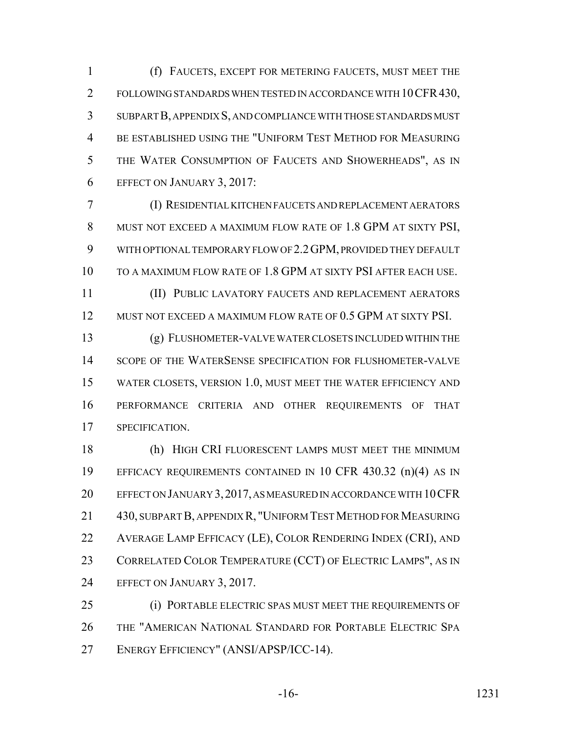(f) FAUCETS, EXCEPT FOR METERING FAUCETS, MUST MEET THE FOLLOWING STANDARDS WHEN TESTED IN ACCORDANCE WITH 10 CFR 430, SUBPART B, APPENDIX S, AND COMPLIANCE WITH THOSE STANDARDS MUST BE ESTABLISHED USING THE "UNIFORM TEST METHOD FOR MEASURING THE WATER CONSUMPTION OF FAUCETS AND SHOWERHEADS", AS IN EFFECT ON JANUARY 3, 2017:

(I) RESIDENTIAL KITCHEN FAUCETS AND REPLACEMENT AERATORS MUST NOT EXCEED A MAXIMUM FLOW RATE OF 1.8 GPM AT SIXTY PSI, WITH OPTIONAL TEMPORARY FLOW OF 2.2 GPM, PROVIDED THEY DEFAULT TO A MAXIMUM FLOW RATE OF 1.8 GPM AT SIXTY PSI AFTER EACH USE.

(II) PUBLIC LAVATORY FAUCETS AND REPLACEMENT AERATORS MUST NOT EXCEED A MAXIMUM FLOW RATE OF 0.5 GPM AT SIXTY PSI.

(g) FLUSHOMETER-VALVE WATER CLOSETS INCLUDED WITHIN THE SCOPE OF THE WATERSENSE SPECIFICATION FOR FLUSHOMETER-VALVE WATER CLOSETS, VERSION 1.0, MUST MEET THE WATER EFFICIENCY AND PERFORMANCE CRITERIA AND OTHER REQUIREMENTS OF THAT SPECIFICATION.

(h) HIGH CRI FLUORESCENT LAMPS MUST MEET THE MINIMUM EFFICACY REQUIREMENTS CONTAINED IN 10 CFR 430.32 (n)(4) AS IN EFFECT ON JANUARY 3, 2017, AS MEASURED IN ACCORDANCE WITH 10 CFR 430, SUBPART B, APPENDIX R, "UNIFORM TEST METHOD FOR MEASURING AVERAGE LAMP EFFICACY (LE), COLOR RENDERING INDEX (CRI), AND CORRELATED COLOR TEMPERATURE (CCT) OF ELECTRIC LAMPS", AS IN EFFECT ON JANUARY 3, 2017.

(i) PORTABLE ELECTRIC SPAS MUST MEET THE REQUIREMENTS OF THE "AMERICAN NATIONAL STANDARD FOR PORTABLE ELECTRIC SPA ENERGY EFFICIENCY" (ANSI/APSP/ICC-14).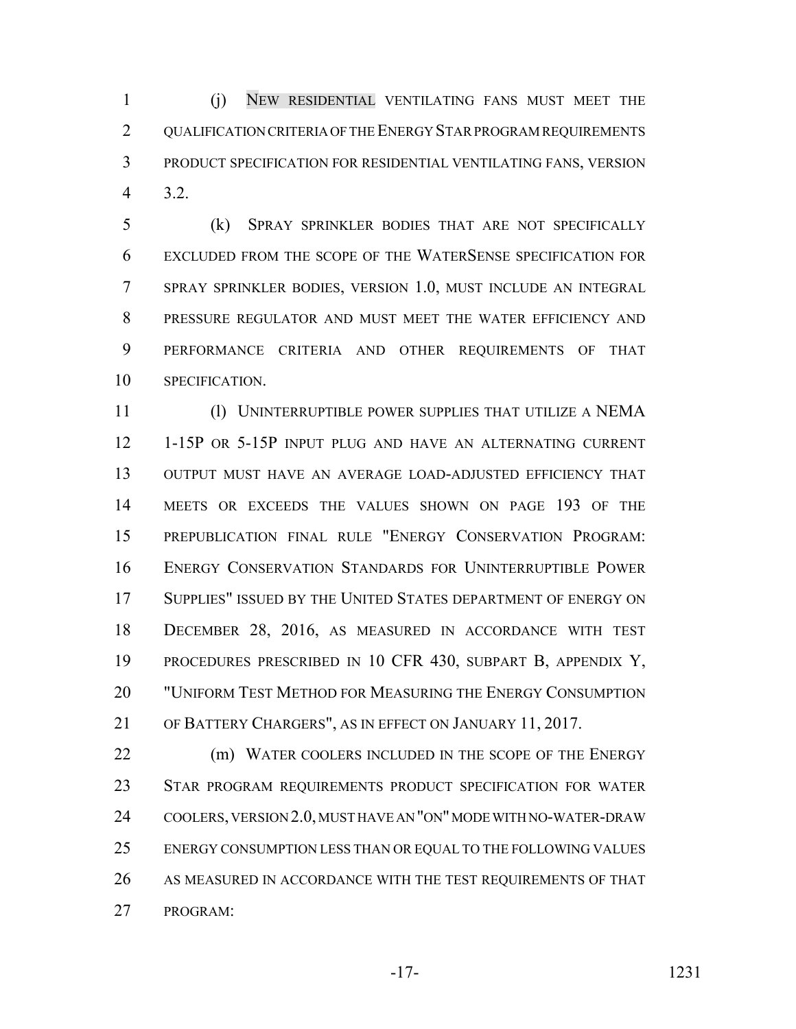(j) NEW RESIDENTIAL VENTILATING FANS MUST MEET THE QUALIFICATION CRITERIA OF THE ENERGY STAR PROGRAM REQUIREMENTS PRODUCT SPECIFICATION FOR RESIDENTIAL VENTILATING FANS, VERSION 3.2.

(k) SPRAY SPRINKLER BODIES THAT ARE NOT SPECIFICALLY EXCLUDED FROM THE SCOPE OF THE WATERSENSE SPECIFICATION FOR SPRAY SPRINKLER BODIES, VERSION 1.0, MUST INCLUDE AN INTEGRAL PRESSURE REGULATOR AND MUST MEET THE WATER EFFICIENCY AND PERFORMANCE CRITERIA AND OTHER REQUIREMENTS OF THAT SPECIFICATION.

(l) UNINTERRUPTIBLE POWER SUPPLIES THAT UTILIZE A NEMA 1-15P OR 5-15P INPUT PLUG AND HAVE AN ALTERNATING CURRENT OUTPUT MUST HAVE AN AVERAGE LOAD-ADJUSTED EFFICIENCY THAT MEETS OR EXCEEDS THE VALUES SHOWN ON PAGE 193 OF THE PREPUBLICATION FINAL RULE "ENERGY CONSERVATION PROGRAM: ENERGY CONSERVATION STANDARDS FOR UNINTERRUPTIBLE POWER SUPPLIES" ISSUED BY THE UNITED STATES DEPARTMENT OF ENERGY ON DECEMBER 28, 2016, AS MEASURED IN ACCORDANCE WITH TEST PROCEDURES PRESCRIBED IN 10 CFR 430, SUBPART B, APPENDIX Y, "UNIFORM TEST METHOD FOR MEASURING THE ENERGY CONSUMPTION OF BATTERY CHARGERS", AS IN EFFECT ON JANUARY 11, 2017.

(m) WATER COOLERS INCLUDED IN THE SCOPE OF THE ENERGY STAR PROGRAM REQUIREMENTS PRODUCT SPECIFICATION FOR WATER COOLERS, VERSION 2.0, MUST HAVE AN "ON" MODE WITH NO-WATER-DRAW ENERGY CONSUMPTION LESS THAN OR EQUAL TO THE FOLLOWING VALUES AS MEASURED IN ACCORDANCE WITH THE TEST REQUIREMENTS OF THAT PROGRAM: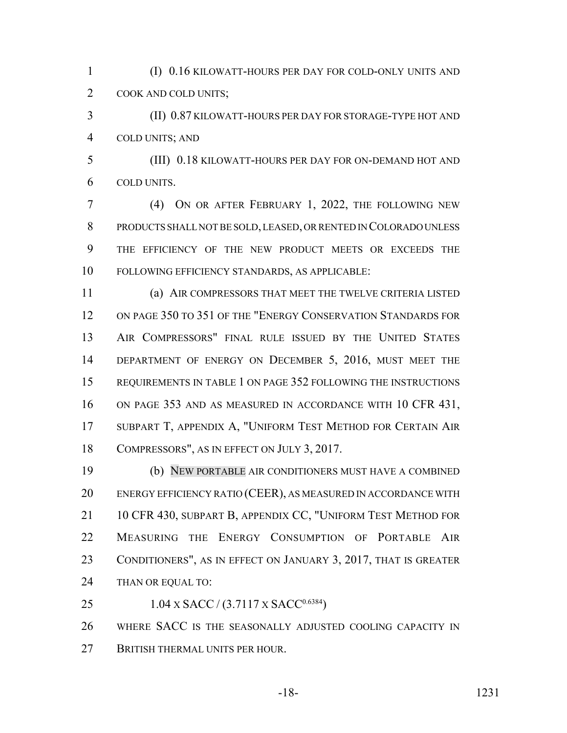(I) 0.16 KILOWATT-HOURS PER DAY FOR COLD-ONLY UNITS AND COOK AND COLD UNITS;

(II) 0.87 KILOWATT-HOURS PER DAY FOR STORAGE-TYPE HOT AND COLD UNITS; AND

(III) 0.18 KILOWATT-HOURS PER DAY FOR ON-DEMAND HOT AND COLD UNITS.

(4) ON OR AFTER FEBRUARY 1, 2022, THE FOLLOWING NEW PRODUCTS SHALL NOT BE SOLD, LEASED, OR RENTED IN COLORADO UNLESS THE EFFICIENCY OF THE NEW PRODUCT MEETS OR EXCEEDS THE FOLLOWING EFFICIENCY STANDARDS, AS APPLICABLE:

(a) AIR COMPRESSORS THAT MEET THE TWELVE CRITERIA LISTED ON PAGE 350 TO 351 OF THE "ENERGY CONSERVATION STANDARDS FOR AIR COMPRESSORS" FINAL RULE ISSUED BY THE UNITED STATES DEPARTMENT OF ENERGY ON DECEMBER 5, 2016, MUST MEET THE REQUIREMENTS IN TABLE 1 ON PAGE 352 FOLLOWING THE INSTRUCTIONS ON PAGE 353 AND AS MEASURED IN ACCORDANCE WITH 10 CFR 431, SUBPART T, APPENDIX A, "UNIFORM TEST METHOD FOR CERTAIN AIR COMPRESSORS", AS IN EFFECT ON JULY 3, 2017.

(b) NEW PORTABLE AIR CONDITIONERS MUST HAVE A COMBINED ENERGY EFFICIENCY RATIO (CEER), AS MEASURED IN ACCORDANCE WITH 10 CFR 430, SUBPART B, APPENDIX CC, "UNIFORM TEST METHOD FOR MEASURING THE ENERGY CONSUMPTION OF PORTABLE AIR CONDITIONERS", AS IN EFFECT ON JANUARY 3, 2017, THAT IS GREATER THAN OR EQUAL TO:

$$1.04 \times SACC / (3.7117 \times SACC^{0.6384})$$

WHERE SACC IS THE SEASONALLY ADJUSTED COOLING CAPACITY IN BRITISH THERMAL UNITS PER HOUR.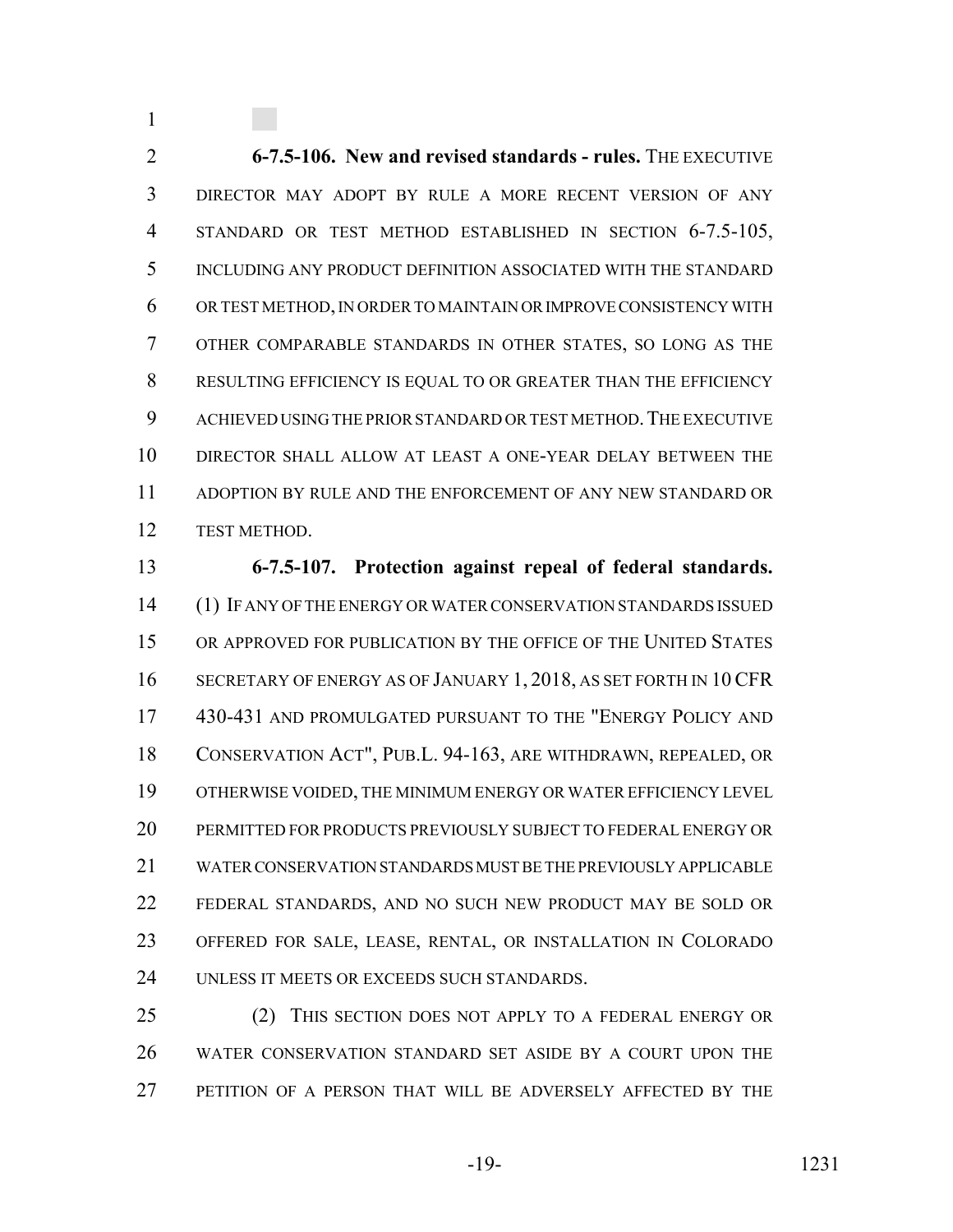**6-7.5-106. New and revised standards - rules.** THE EXECUTIVE DIRECTOR MAY ADOPT BY RULE A MORE RECENT VERSION OF ANY STANDARD OR TEST METHOD ESTABLISHED IN SECTION 6-7.5-105, INCLUDING ANY PRODUCT DEFINITION ASSOCIATED WITH THE STANDARD OR TEST METHOD, IN ORDER TO MAINTAIN OR IMPROVE CONSISTENCY WITH OTHER COMPARABLE STANDARDS IN OTHER STATES, SO LONG AS THE RESULTING EFFICIENCY IS EQUAL TO OR GREATER THAN THE EFFICIENCY ACHIEVED USING THE PRIOR STANDARD OR TEST METHOD. THE EXECUTIVE DIRECTOR SHALL ALLOW AT LEAST A ONE-YEAR DELAY BETWEEN THE ADOPTION BY RULE AND THE ENFORCEMENT OF ANY NEW STANDARD OR TEST METHOD.

**6-7.5-107. Protection against repeal of federal standards.** (1) IF ANY OF THE ENERGY OR WATER CONSERVATION STANDARDS ISSUED OR APPROVED FOR PUBLICATION BY THE OFFICE OF THE UNITED STATES SECRETARY OF ENERGY AS OF JANUARY 1, 2018, AS SET FORTH IN 10 CFR 430-431 AND PROMULGATED PURSUANT TO THE "ENERGY POLICY AND CONSERVATION ACT", PUB.L. 94-163, ARE WITHDRAWN, REPEALED, OR OTHERWISE VOIDED, THE MINIMUM ENERGY OR WATER EFFICIENCY LEVEL PERMITTED FOR PRODUCTS PREVIOUSLY SUBJECT TO FEDERAL ENERGY OR WATER CONSERVATION STANDARDS MUST BE THE PREVIOUSLY APPLICABLE FEDERAL STANDARDS, AND NO SUCH NEW PRODUCT MAY BE SOLD OR OFFERED FOR SALE, LEASE, RENTAL, OR INSTALLATION IN COLORADO UNLESS IT MEETS OR EXCEEDS SUCH STANDARDS.

(2) THIS SECTION DOES NOT APPLY TO A FEDERAL ENERGY OR WATER CONSERVATION STANDARD SET ASIDE BY A COURT UPON THE PETITION OF A PERSON THAT WILL BE ADVERSELY AFFECTED BY THE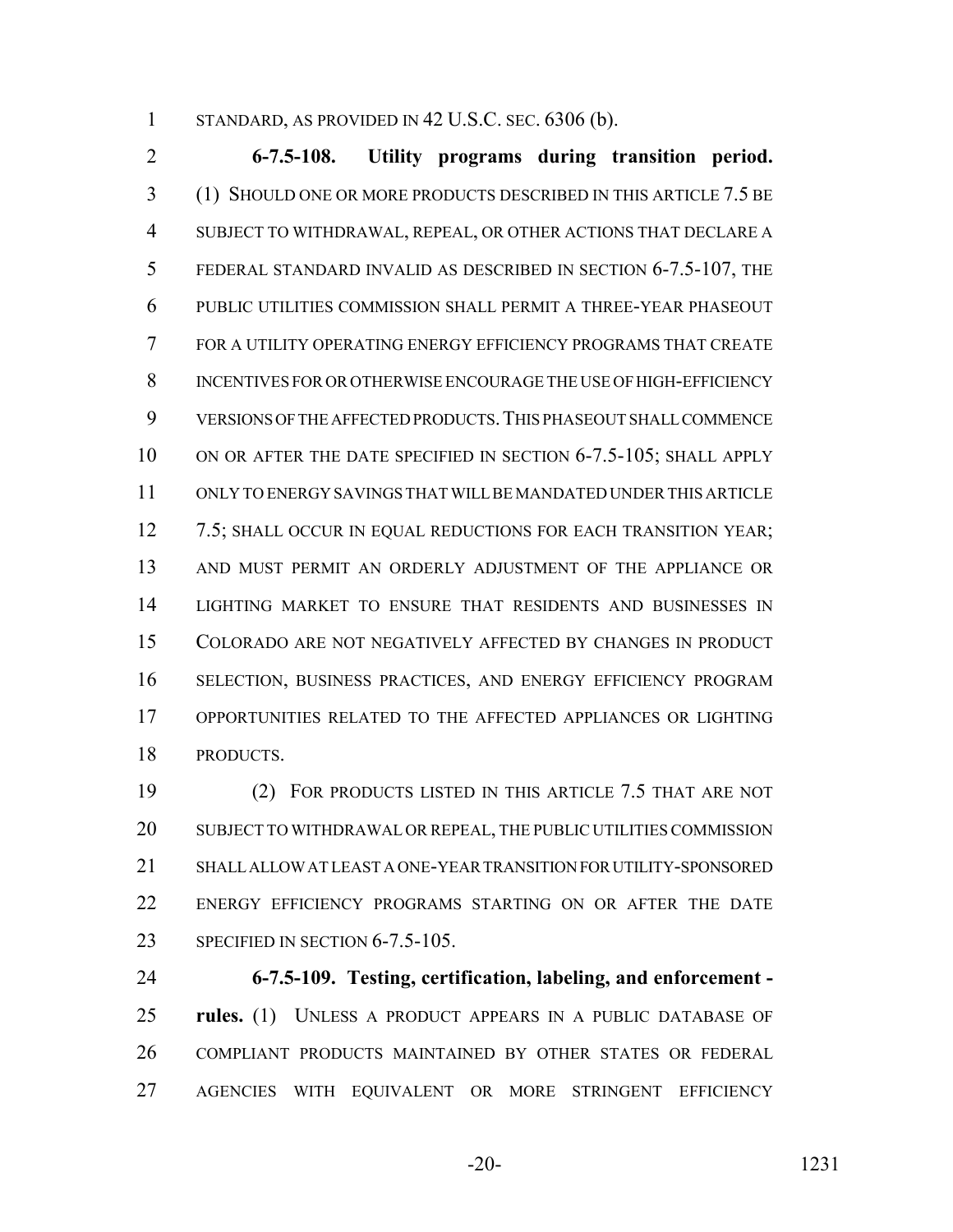STANDARD, AS PROVIDED IN 42 U.S.C. SEC. 6306 (b).

**6-7.5-108. Utility programs during transition period.** (1) SHOULD ONE OR MORE PRODUCTS DESCRIBED IN THIS ARTICLE 7.5 BE SUBJECT TO WITHDRAWAL, REPEAL, OR OTHER ACTIONS THAT DECLARE A FEDERAL STANDARD INVALID AS DESCRIBED IN SECTION 6-7.5-107, THE PUBLIC UTILITIES COMMISSION SHALL PERMIT A THREE-YEAR PHASEOUT FOR A UTILITY OPERATING ENERGY EFFICIENCY PROGRAMS THAT CREATE INCENTIVES FOR OR OTHERWISE ENCOURAGE THE USE OF HIGH-EFFICIENCY VERSIONS OF THE AFFECTED PRODUCTS. THIS PHASEOUT SHALL COMMENCE ON OR AFTER THE DATE SPECIFIED IN SECTION 6-7.5-105; SHALL APPLY ONLY TO ENERGY SAVINGS THAT WILL BE MANDATED UNDER THIS ARTICLE 7.5; SHALL OCCUR IN EQUAL REDUCTIONS FOR EACH TRANSITION YEAR; AND MUST PERMIT AN ORDERLY ADJUSTMENT OF THE APPLIANCE OR LIGHTING MARKET TO ENSURE THAT RESIDENTS AND BUSINESSES IN COLORADO ARE NOT NEGATIVELY AFFECTED BY CHANGES IN PRODUCT SELECTION, BUSINESS PRACTICES, AND ENERGY EFFICIENCY PROGRAM OPPORTUNITIES RELATED TO THE AFFECTED APPLIANCES OR LIGHTING PRODUCTS.

(2) FOR PRODUCTS LISTED IN THIS ARTICLE 7.5 THAT ARE NOT SUBJECT TO WITHDRAWAL OR REPEAL, THE PUBLIC UTILITIES COMMISSION SHALL ALLOW AT LEAST A ONE-YEAR TRANSITION FOR UTILITY-SPONSORED ENERGY EFFICIENCY PROGRAMS STARTING ON OR AFTER THE DATE SPECIFIED IN SECTION 6-7.5-105.

**6-7.5-109. Testing, certification, labeling, and enforcement - rules.** (1) UNLESS A PRODUCT APPEARS IN A PUBLIC DATABASE OF COMPLIANT PRODUCTS MAINTAINED BY OTHER STATES OR FEDERAL AGENCIES WITH EQUIVALENT OR MORE STRINGENT EFFICIENCY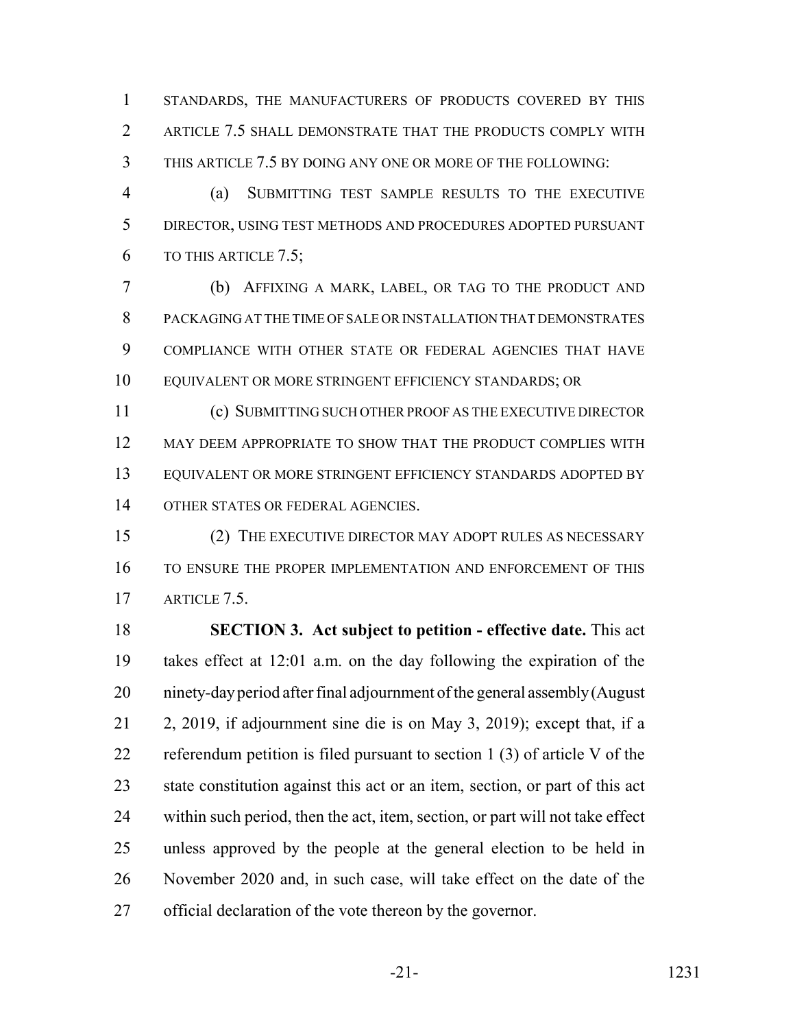STANDARDS, THE MANUFACTURERS OF PRODUCTS COVERED BY THIS ARTICLE 7.5 SHALL DEMONSTRATE THAT THE PRODUCTS COMPLY WITH THIS ARTICLE 7.5 BY DOING ANY ONE OR MORE OF THE FOLLOWING:

(a) SUBMITTING TEST SAMPLE RESULTS TO THE EXECUTIVE DIRECTOR, USING TEST METHODS AND PROCEDURES ADOPTED PURSUANT TO THIS ARTICLE 7.5;

(b) AFFIXING A MARK, LABEL, OR TAG TO THE PRODUCT AND PACKAGING AT THE TIME OF SALE OR INSTALLATION THAT DEMONSTRATES COMPLIANCE WITH OTHER STATE OR FEDERAL AGENCIES THAT HAVE EQUIVALENT OR MORE STRINGENT EFFICIENCY STANDARDS; OR

(c) SUBMITTING SUCH OTHER PROOF AS THE EXECUTIVE DIRECTOR MAY DEEM APPROPRIATE TO SHOW THAT THE PRODUCT COMPLIES WITH EQUIVALENT OR MORE STRINGENT EFFICIENCY STANDARDS ADOPTED BY OTHER STATES OR FEDERAL AGENCIES.

(2) THE EXECUTIVE DIRECTOR MAY ADOPT RULES AS NECESSARY TO ENSURE THE PROPER IMPLEMENTATION AND ENFORCEMENT OF THIS ARTICLE 7.5.

**SECTION 3. Act subject to petition - effective date.** This act takes effect at 12:01 a.m. on the day following the expiration of the ninety-day period after final adjournment of the general assembly (August 2, 2019, if adjournment sine die is on May 3, 2019); except that, if a referendum petition is filed pursuant to section 1 (3) of article V of the state constitution against this act or an item, section, or part of this act within such period, then the act, item, section, or part will not take effect unless approved by the people at the general election to be held in November 2020 and, in such case, will take effect on the date of the official declaration of the vote thereon by the governor.